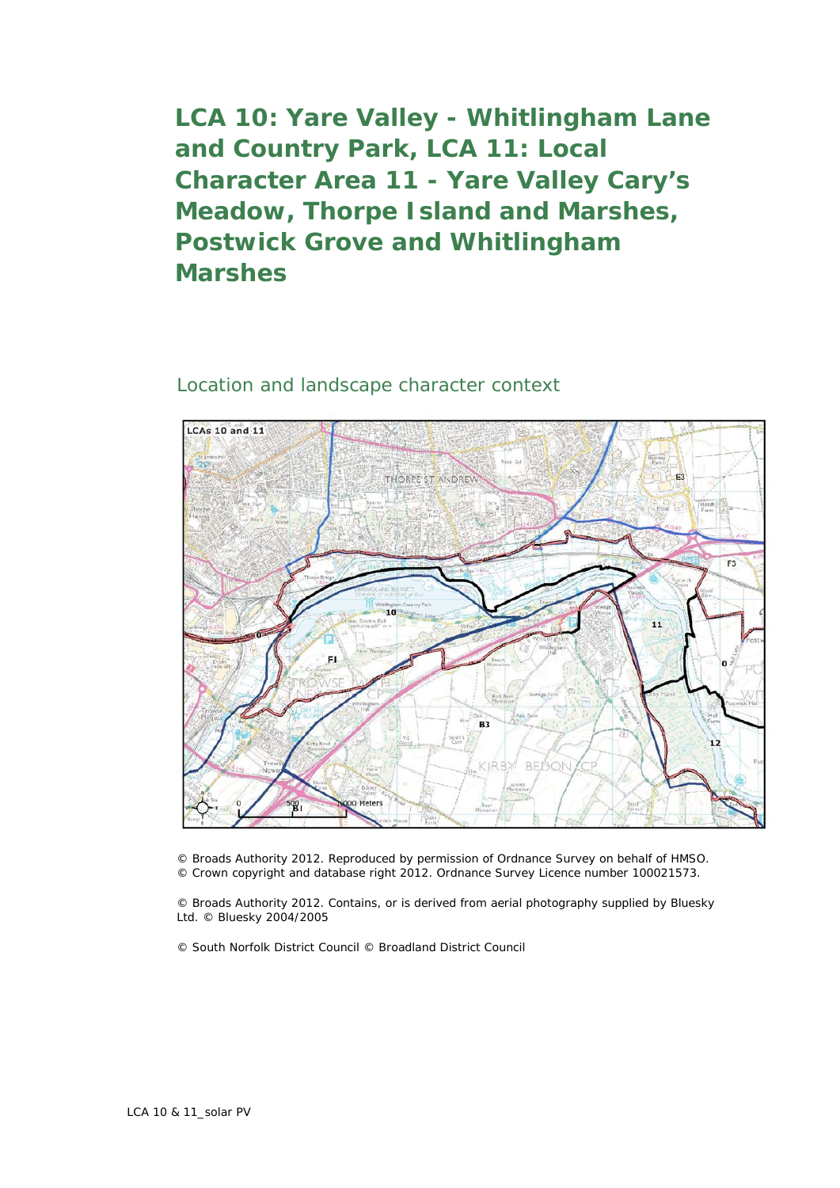# LCA 10: Yare Valley - Whitlingham Lane and Country Park, LCA 11: Local Character Area 11 - Yare Valley Cary's Meadow, Thorpe Island and Marshes, Postwick Grove and Whitlingham Marshes

## Location and landscape character context

© Broads Authority 2012. Reproduced by permission of Ordnance Survey on behalf of HMSO.
© Crown copyright and database right 2012. Ordnance Survey Licence number 100021573.

© Broads Authority 2012. Contains, or is derived from aerial photography supplied by Bluesky Ltd. © Bluesky 2004/2005

© South Norfolk District Council © Broadland District Council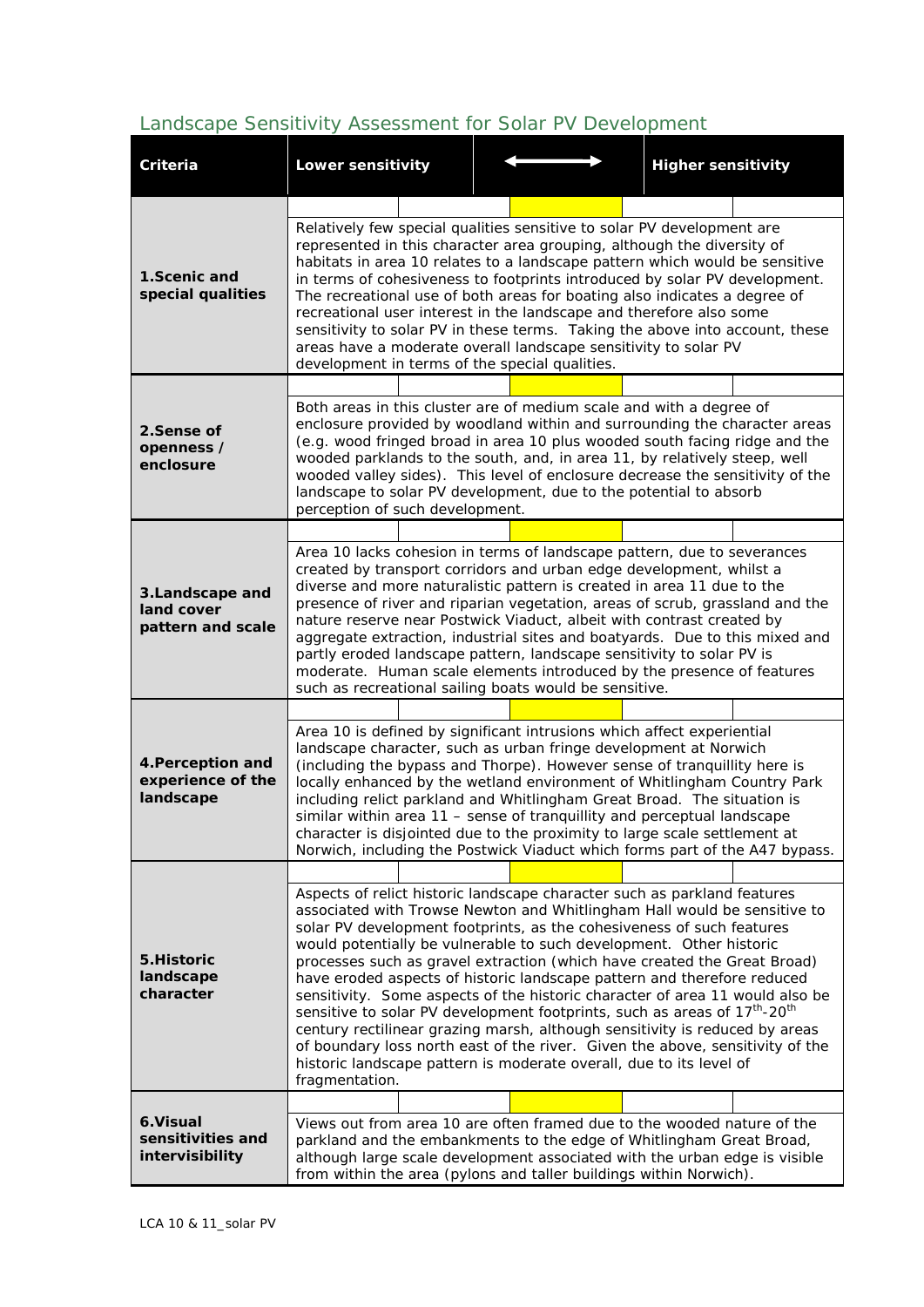## Landscape Sensitivity Assessment for Solar PV Development

| Criteria | Lower sensitivity | ⟷ | Higher sensitivity |
|---|---|---|---|
| **1.Scenic and special qualities** | Relatively few special qualities sensitive to solar PV development are represented in this character area grouping, although the diversity of habitats in area 10 relates to a landscape pattern which would be sensitive in terms of cohesiveness to footprints introduced by solar PV development. The recreational use of both areas for boating also indicates a degree of recreational user interest in the landscape and therefore also some sensitivity to solar PV in these terms. Taking the above into account, these areas have a moderate overall landscape sensitivity to solar PV development in terms of the special qualities. | | |
| **2.Sense of openness / enclosure** | Both areas in this cluster are of medium scale and with a degree of enclosure provided by woodland within and surrounding the character areas (e.g. wood fringed broad in area 10 plus wooded south facing ridge and the wooded parklands to the south, and, in area 11, by relatively steep, well wooded valley sides). This level of enclosure decrease the sensitivity of the landscape to solar PV development, due to the potential to absorb perception of such development. | | |
| **3.Landscape and land cover pattern and scale** | Area 10 lacks cohesion in terms of landscape pattern, due to severances created by transport corridors and urban edge development, whilst a diverse and more naturalistic pattern is created in area 11 due to the presence of river and riparian vegetation, areas of scrub, grassland and the nature reserve near Postwick Viaduct, albeit with contrast created by aggregate extraction, industrial sites and boatyards. Due to this mixed and partly eroded landscape pattern, landscape sensitivity to solar PV is moderate. Human scale elements introduced by the presence of features such as recreational sailing boats would be sensitive. | | |
| **4.Perception and experience of the landscape** | Area 10 is defined by significant intrusions which affect experiential landscape character, such as urban fringe development at Norwich (including the bypass and Thorpe). However sense of tranquillity here is locally enhanced by the wetland environment of Whitlingham Country Park including relict parkland and Whitlingham Great Broad. The situation is similar within area 11 – sense of tranquillity and perceptual landscape character is disjointed due to the proximity to large scale settlement at Norwich, including the Postwick Viaduct which forms part of the A47 bypass. | | |
| **5.Historic landscape character** | Aspects of relict historic landscape character such as parkland features associated with Trowse Newton and Whitlingham Hall would be sensitive to solar PV development footprints, as the cohesiveness of such features would potentially be vulnerable to such development. Other historic processes such as gravel extraction (which have created the Great Broad) have eroded aspects of historic landscape pattern and therefore reduced sensitivity. Some aspects of the historic character of area 11 would also be sensitive to solar PV development footprints, such as areas of 17$^{th}$-20$^{th}$ century rectilinear grazing marsh, although sensitivity is reduced by areas of boundary loss north east of the river. Given the above, sensitivity of the historic landscape pattern is moderate overall, due to its level of fragmentation. | | |
| **6.Visual sensitivities and intervisibility** | Views out from area 10 are often framed due to the wooded nature of the parkland and the embankments to the edge of Whitlingham Great Broad, although large scale development associated with the urban edge is visible from within the area (pylons and taller buildings within Norwich). | | |

Note: For each criterion, the sensitivity scale (five cells from lower to higher sensitivity) is highlighted at the middle (moderate) position.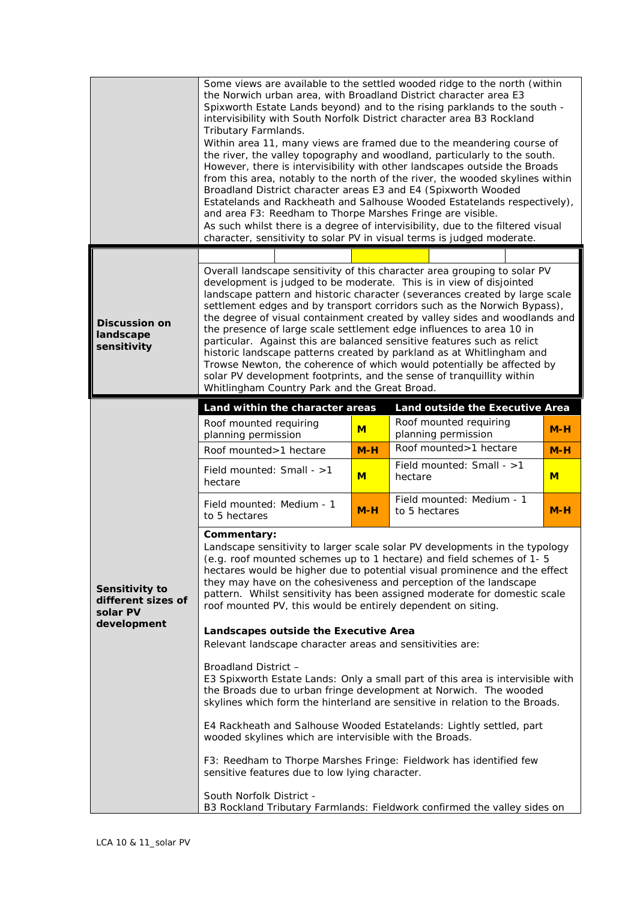| | |
|---|---|
| | Some views are available to the settled wooded ridge to the north (within the Norwich urban area, with Broadland District character area E3 Spixworth Estate Lands beyond) and to the rising parklands to the south - intervisibility with South Norfolk District character area B3 Rockland Tributary Farmlands.<br>Within area 11, many views are framed due to the meandering course of the river, the valley topography and woodland, particularly to the south. However, there is intervisibility with other landscapes outside the Broads from this area, notably to the north of the river, the wooded skylines within Broadland District character areas E3 and E4 (Spixworth Wooded Estatelands and Rackheath and Salhouse Wooded Estatelands respectively), and area F3: Reedham to Thorpe Marshes Fringe are visible.<br>As such whilst there is a degree of intervisibility, due to the filtered visual character, sensitivity to solar PV in visual terms is judged moderate. |
| **Discussion on landscape sensitivity** | Overall landscape sensitivity of this character area grouping to solar PV development is judged to be moderate. This is in view of disjointed landscape pattern and historic character (severances created by large scale settlement edges and by transport corridors such as the Norwich Bypass), the degree of visual containment created by valley sides and woodlands and the presence of large scale settlement edge influences to area 10 in particular. Against this are balanced sensitive features such as relict historic landscape patterns created by parkland as at Whitlingham and Trowse Newton, the coherence of which would potentially be affected by solar PV development footprints, and the sense of tranquillity within Whitlingham Country Park and the Great Broad. |

**Sensitivity to different sizes of solar PV development**

| Land within the character areas | | Land outside the Executive Area | |
|---|---|---|---|
| Roof mounted requiring planning permission | M | Roof mounted requiring planning permission | M-H |
| Roof mounted>1 hectare | M-H | Roof mounted>1 hectare | M-H |
| Field mounted: Small - >1 hectare | M | Field mounted: Small - >1 hectare | M |
| Field mounted: Medium - 1 to 5 hectares | M-H | Field mounted: Medium - 1 to 5 hectares | M-H |

**Commentary:**

Landscape sensitivity to larger scale solar PV developments in the typology (e.g. roof mounted schemes up to 1 hectare) and field schemes of 1- 5 hectares would be higher due to potential visual prominence and the effect they may have on the cohesiveness and perception of the landscape pattern. Whilst sensitivity has been assigned moderate for domestic scale roof mounted PV, this would be entirely dependent on siting.

**Landscapes outside the Executive Area**

Relevant landscape character areas and sensitivities are:

Broadland District –

E3 Spixworth Estate Lands: Only a small part of this area is intervisible with the Broads due to urban fringe development at Norwich. The wooded skylines which form the hinterland are sensitive in relation to the Broads.

E4 Rackheath and Salhouse Wooded Estatelands: Lightly settled, part wooded skylines which are intervisible with the Broads.

F3: Reedham to Thorpe Marshes Fringe: Fieldwork has identified few sensitive features due to low lying character.

South Norfolk District -

B3 Rockland Tributary Farmlands: Fieldwork confirmed the valley sides on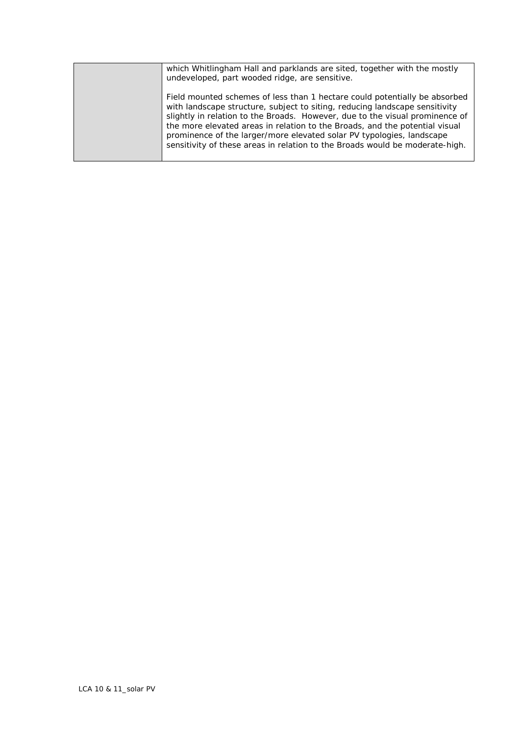| | |
|---|---|
| | which Whitlingham Hall and parklands are sited, together with the mostly undeveloped, part wooded ridge, are sensitive.<br><br>Field mounted schemes of less than 1 hectare could potentially be absorbed with landscape structure, subject to siting, reducing landscape sensitivity slightly in relation to the Broads. However, due to the visual prominence of the more elevated areas in relation to the Broads, and the potential visual prominence of the larger/more elevated solar PV typologies, landscape sensitivity of these areas in relation to the Broads would be moderate-high. |